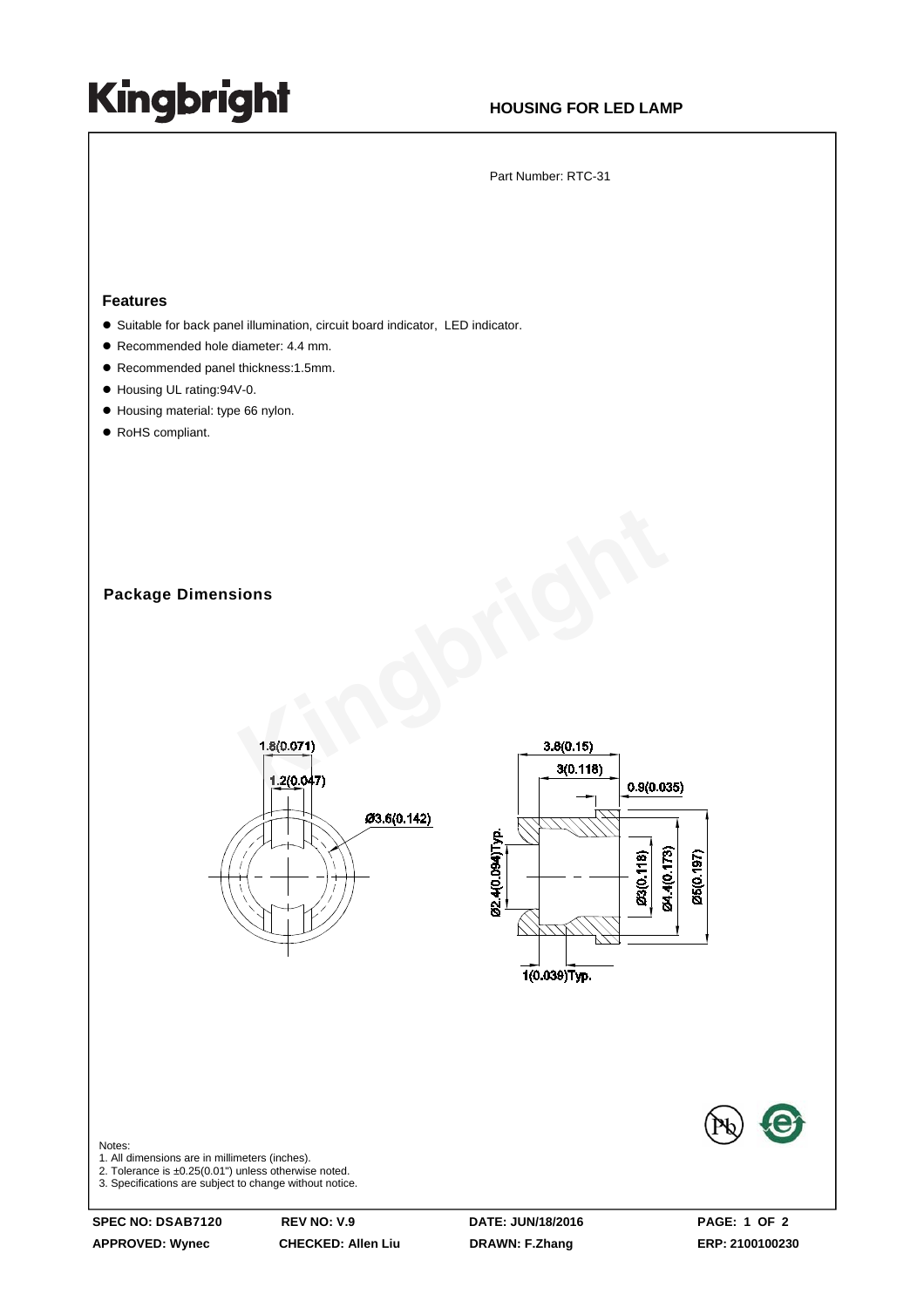# Kingbright

**HOUSING FOR LED LAMP**

Part Number: RTC-31

## Features

- Suitable for back panel illumination, circuit board indicator, LED indicator.
- Recommended hole diameter: 4.4 mm.
- Recommended panel thickness:1.5mm.
- Housing UL rating:94V-0.
- Housing material: type 66 nylon.
- RoHS compliant.

## Package Dimensions

1.8(0.071)
1.2(0.047)
Ø3.6(0.142)

3.8(0.15)
3(0.118)
0.9(0.035)
Ø2.4(0.094)Typ.
Ø3(0.118)
Ø4.4(0.173)
Ø5(0.197)
1(0.039)Typ.

Notes:
1. All dimensions are in millimeters (inches).
2. Tolerance is ±0.25(0.01") unless otherwise noted.
3. Specifications are subject to change without notice.

| SPEC NO: DSAB7120 | REV NO: V.9 | DATE: JUN/18/2016 | |
|---|---|---|---|
| APPROVED: Wynec | CHECKED: Allen Liu | DRAWN: F.Zhang | ERP: 2100100230 |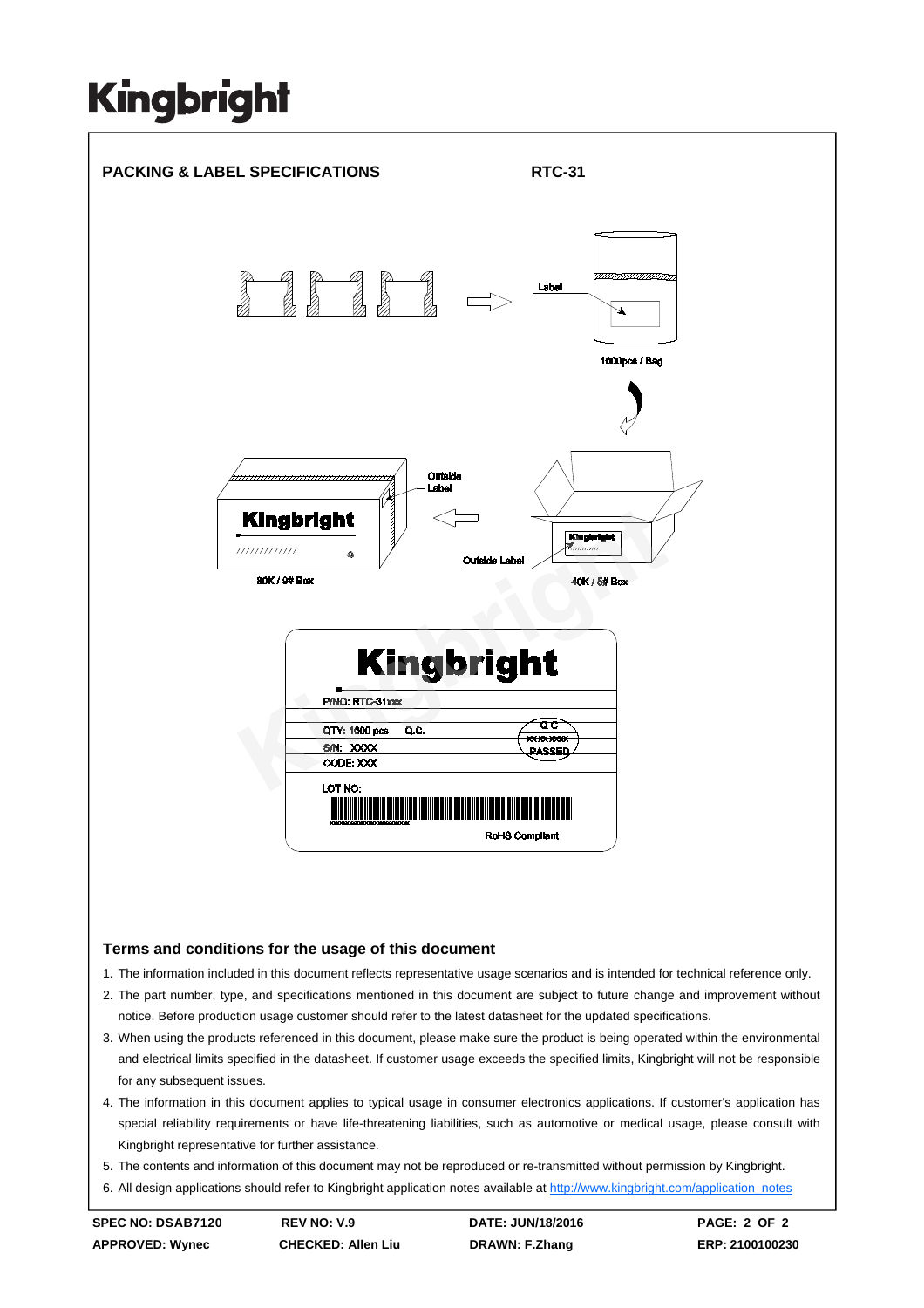# PACKING & LABEL SPECIFICATIONS

**RTC-31**

Label

1000pcs / Bag

Outside Label

80K / 9# Box

Outside Label

40K / 5# Box

Kingbright

P/NO: RTC-31xxx

QTY: 1000 pcs Q.C.

S/N: XXXX

CODE: XXX

LOT NO:

QC XXXXXXXX PASSED

RoHS Compliant

## Terms and conditions for the usage of this document

1. The information included in this document reflects representative usage scenarios and is intended for technical reference only.
2. The part number, type, and specifications mentioned in this document are subject to future change and improvement without notice. Before production usage customer should refer to the latest datasheet for the updated specifications.
3. When using the products referenced in this document, please make sure the product is being operated within the environmental and electrical limits specified in the datasheet. If customer usage exceeds the specified limits, Kingbright will not be responsible for any subsequent issues.
4. The information in this document applies to typical usage in consumer electronics applications. If customer's application has special reliability requirements or have life-threatening liabilities, such as automotive or medical usage, please consult with Kingbright representative for further assistance.
5. The contents and information of this document may not be reproduced or re-transmitted without permission by Kingbright.
6. All design applications should refer to Kingbright application notes available at http://www.kingbright.com/application_notes

| | | | |
|---|---|---|---|
| **SPEC NO: DSAB7120** | **REV NO: V.9** | **DATE: JUN/18/2016** | **PAGE: 2 OF 2** |
| **APPROVED: Wynec** | **CHECKED: Allen Liu** | **DRAWN: F.Zhang** | **ERP: 2100100230** |